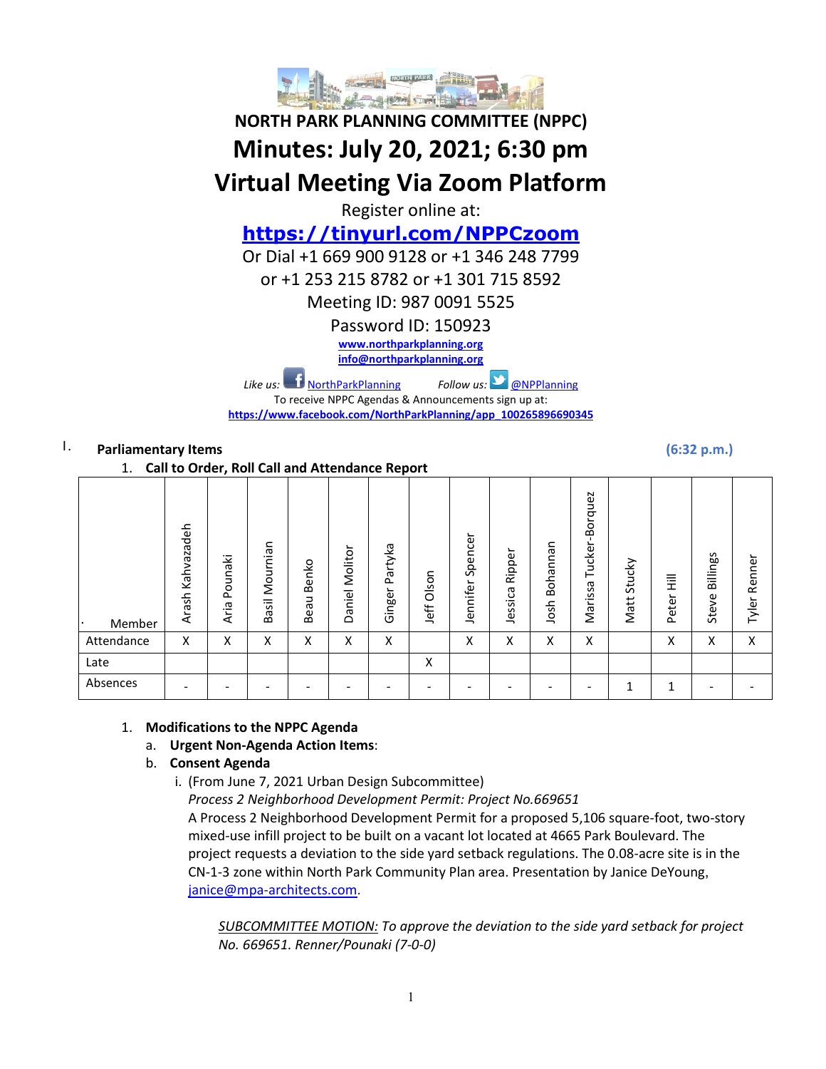# NORTH PARK PLANNING COMMITTEE (NPPC)

# Minutes: July 20, 2021; 6:30 pm

# Virtual Meeting Via Zoom Platform

Register online at:

**https://tinyurl.com/NPPCzoom**

Or Dial +1 669 900 9128 or +1 346 248 7799
or +1 253 215 8782 or +1 301 715 8592

Meeting ID: 987 0091 5525

Password ID: 150923

**www.northparkplanning.org**
**info@northparkplanning.org**

*Like us:* NorthParkPlanning   *Follow us:* @NPPlanning

To receive NPPC Agendas & Announcements sign up at:
**https://www.facebook.com/NorthParkPlanning/app_100265896690345**

## I. Parliamentary Items (6:32 p.m.)

1. **Call to Order, Roll Call and Attendance Report**

| Member | Arash Kahvazadeh | Aria Pounaki | Basil Mournian | Beau Benko | Daniel Molitor | Ginger Partyka | Jeff Olson | Jennifer Spencer | Jessica Ripper | Josh Bohannan | Marissa Tucker-Borquez | Matt Stucky | Peter Hill | Steve Billings | Tyler Renner |
|---|---|---|---|---|---|---|---|---|---|---|---|---|---|---|---|
| Attendance | X | X | X | X | X | X | | X | X | X | X | | X | X | X |
| Late | | | | | | | X | | | | | | | | |
| Absences | - | - | - | - | - | - | - | - | - | - | - | 1 | 1 | - | - |

1. **Modifications to the NPPC Agenda**
   a. **Urgent Non-Agenda Action Items**:
   b. **Consent Agenda**
      i. (From June 7, 2021 Urban Design Subcommittee)
      *Process 2 Neighborhood Development Permit: Project No.669651*
      A Process 2 Neighborhood Development Permit for a proposed 5,106 square-foot, two-story mixed-use infill project to be built on a vacant lot located at 4665 Park Boulevard. The project requests a deviation to the side yard setback regulations. The 0.08-acre site is in the CN-1-3 zone within North Park Community Plan area. Presentation by Janice DeYoung, janice@mpa-architects.com.

      *SUBCOMMITTEE MOTION: To approve the deviation to the side yard setback for project No. 669651. Renner/Pounaki (7-0-0)*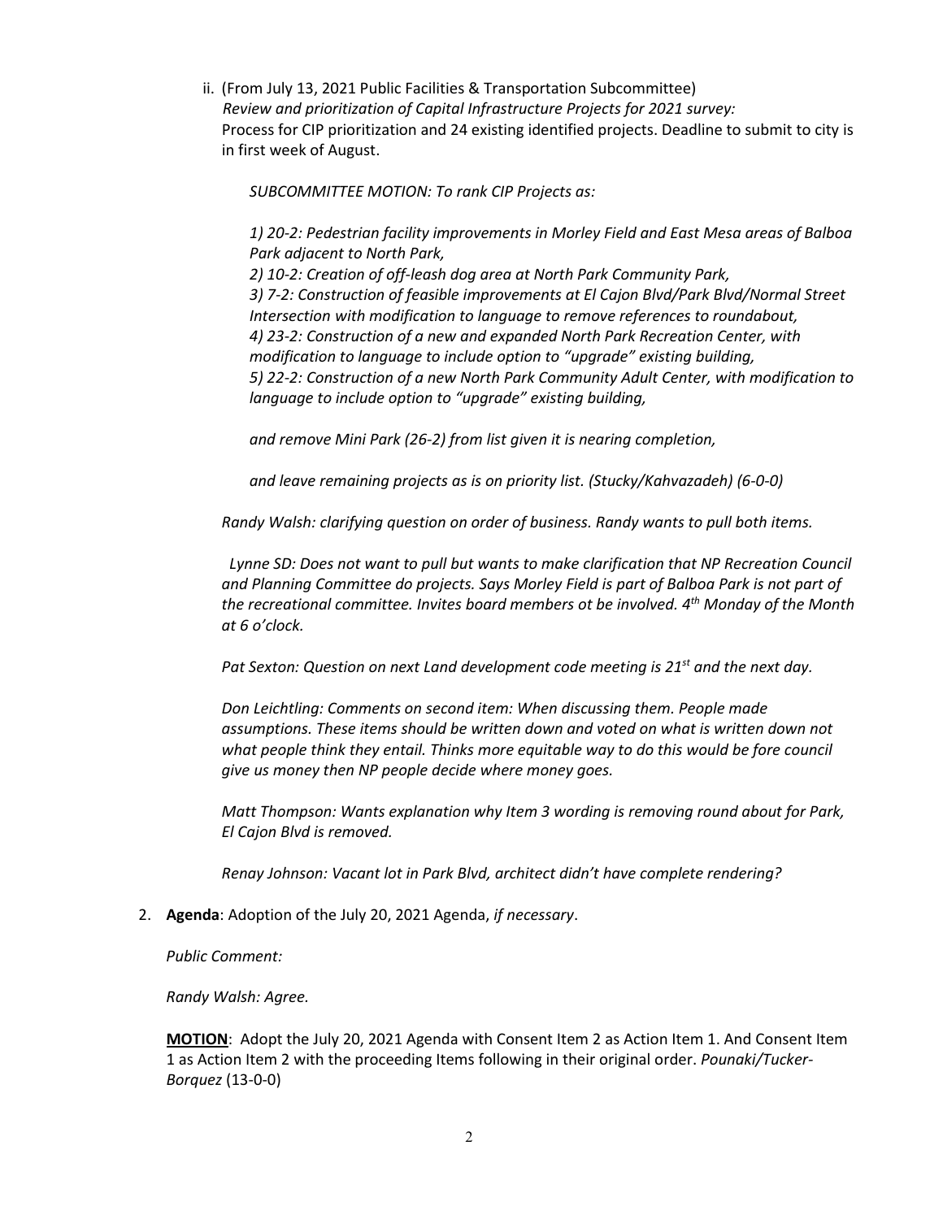ii. (From July 13, 2021 Public Facilities & Transportation Subcommittee)
*Review and prioritization of Capital Infrastructure Projects for 2021 survey:*
Process for CIP prioritization and 24 existing identified projects. Deadline to submit to city is in first week of August.

*SUBCOMMITTEE MOTION: To rank CIP Projects as:*

*1) 20-2: Pedestrian facility improvements in Morley Field and East Mesa areas of Balboa Park adjacent to North Park,*
*2) 10-2: Creation of off-leash dog area at North Park Community Park,*
*3) 7-2: Construction of feasible improvements at El Cajon Blvd/Park Blvd/Normal Street Intersection with modification to language to remove references to roundabout,*
*4) 23-2: Construction of a new and expanded North Park Recreation Center, with modification to language to include option to "upgrade" existing building,*
*5) 22-2: Construction of a new North Park Community Adult Center, with modification to language to include option to "upgrade" existing building,*

*and remove Mini Park (26-2) from list given it is nearing completion,*

*and leave remaining projects as is on priority list. (Stucky/Kahvazadeh) (6-0-0)*

*Randy Walsh: clarifying question on order of business. Randy wants to pull both items.*

*Lynne SD: Does not want to pull but wants to make clarification that NP Recreation Council and Planning Committee do projects. Says Morley Field is part of Balboa Park is not part of the recreational committee. Invites board members ot be involved. 4th Monday of the Month at 6 o'clock.*

*Pat Sexton: Question on next Land development code meeting is 21st and the next day.*

*Don Leichtling: Comments on second item: When discussing them. People made assumptions. These items should be written down and voted on what is written down not what people think they entail. Thinks more equitable way to do this would be fore council give us money then NP people decide where money goes.*

*Matt Thompson: Wants explanation why Item 3 wording is removing round about for Park, El Cajon Blvd is removed.*

*Renay Johnson: Vacant lot in Park Blvd, architect didn't have complete rendering?*

2. **Agenda**: Adoption of the July 20, 2021 Agenda, *if necessary*.

*Public Comment:*

*Randy Walsh: Agree.*

**MOTION**: Adopt the July 20, 2021 Agenda with Consent Item 2 as Action Item 1. And Consent Item 1 as Action Item 2 with the proceeding Items following in their original order. *Pounaki/Tucker-Borquez* (13-0-0)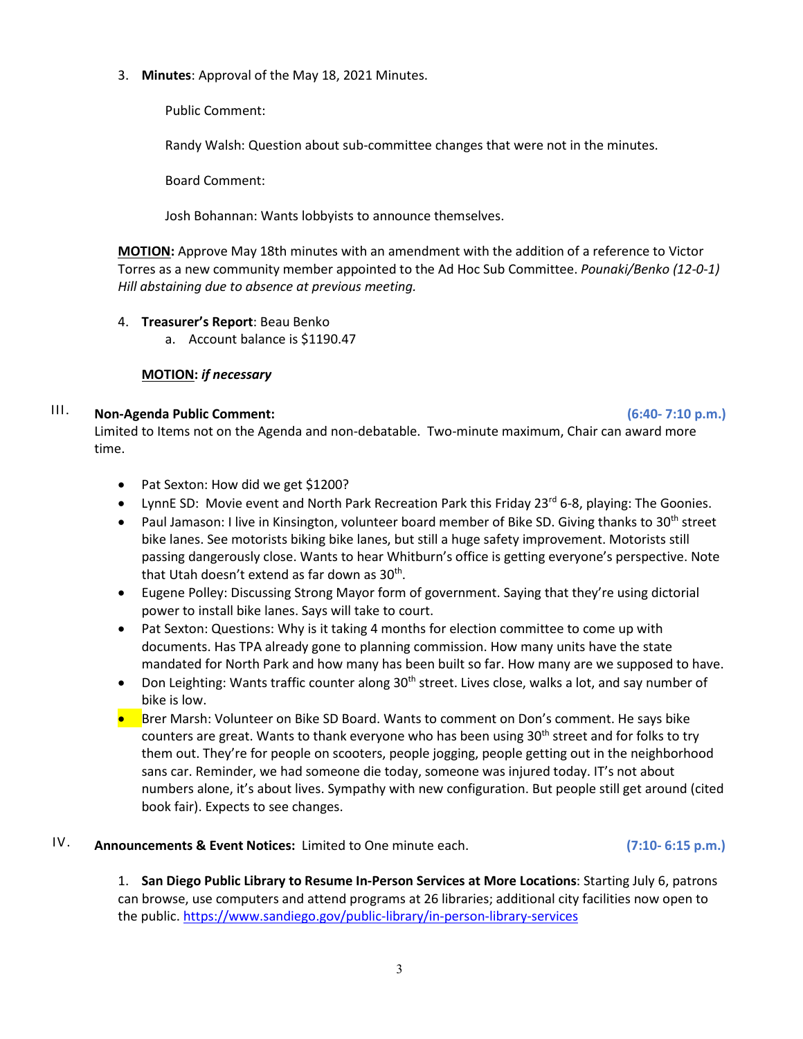3. **Minutes**: Approval of the May 18, 2021 Minutes.

   Public Comment:

   Randy Walsh: Question about sub-committee changes that were not in the minutes.

   Board Comment:

   Josh Bohannan: Wants lobbyists to announce themselves.

   **MOTION:** Approve May 18th minutes with an amendment with the addition of a reference to Victor Torres as a new community member appointed to the Ad Hoc Sub Committee. *Pounaki/Benko (12-0-1) Hill abstaining due to absence at previous meeting.*

4. **Treasurer's Report**: Beau Benko
   a. Account balance is $1190.47

   **MOTION: *if necessary***

## III. Non-Agenda Public Comment: (6:40- 7:10 p.m.)

Limited to Items not on the Agenda and non-debatable. Two-minute maximum, Chair can award more time.

- Pat Sexton: How did we get $1200?
- LynnE SD: Movie event and North Park Recreation Park this Friday 23rd 6-8, playing: The Goonies.
- Paul Jamason: I live in Kinsington, volunteer board member of Bike SD. Giving thanks to 30th street bike lanes. See motorists biking bike lanes, but still a huge safety improvement. Motorists still passing dangerously close. Wants to hear Whitburn's office is getting everyone's perspective. Note that Utah doesn't extend as far down as 30th.
- Eugene Polley: Discussing Strong Mayor form of government. Saying that they're using dictorial power to install bike lanes. Says will take to court.
- Pat Sexton: Questions: Why is it taking 4 months for election committee to come up with documents. Has TPA already gone to planning commission. How many units have the state mandated for North Park and how many has been built so far. How many are we supposed to have.
- Don Leighting: Wants traffic counter along 30th street. Lives close, walks a lot, and say number of bike is low.
- Brer Marsh: Volunteer on Bike SD Board. Wants to comment on Don's comment. He says bike counters are great. Wants to thank everyone who has been using 30th street and for folks to try them out. They're for people on scooters, people jogging, people getting out in the neighborhood sans car. Reminder, we had someone die today, someone was injured today. IT's not about numbers alone, it's about lives. Sympathy with new configuration. But people still get around (cited book fair). Expects to see changes.

## IV. Announcements & Event Notices: Limited to One minute each. (7:10- 6:15 p.m.)

1. **San Diego Public Library to Resume In-Person Services at More Locations**: Starting July 6, patrons can browse, use computers and attend programs at 26 libraries; additional city facilities now open to the public. https://www.sandiego.gov/public-library/in-person-library-services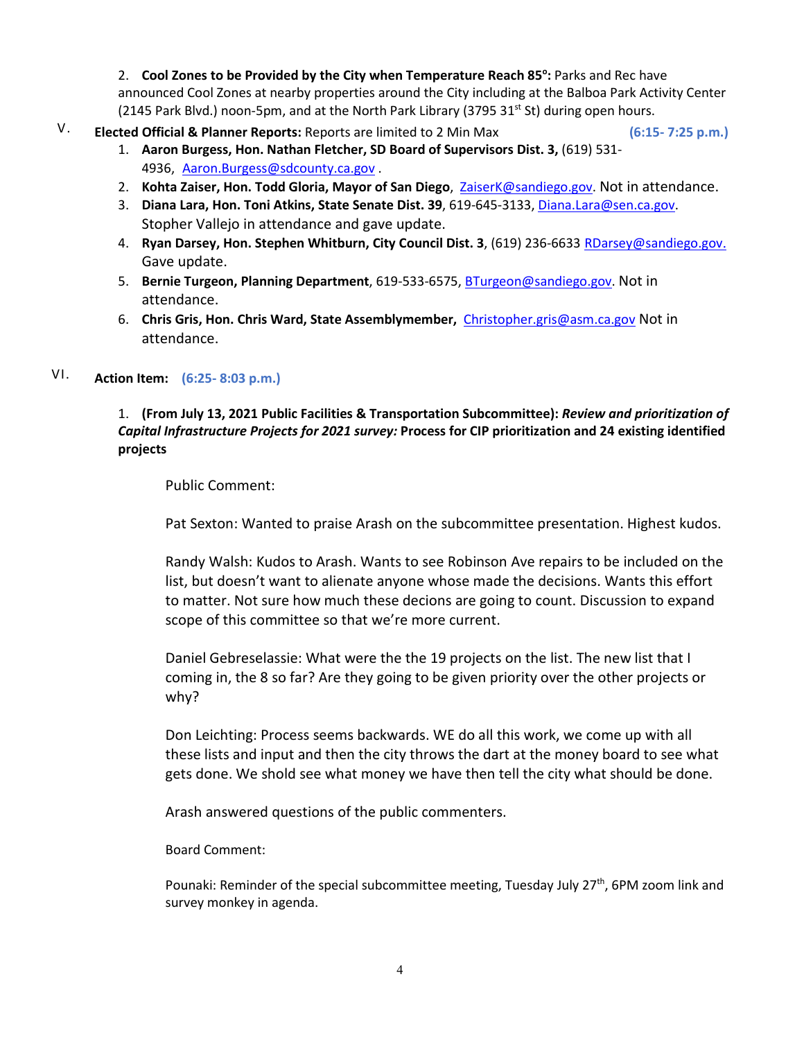2. **Cool Zones to be Provided by the City when Temperature Reach 85°:** Parks and Rec have announced Cool Zones at nearby properties around the City including at the Balboa Park Activity Center (2145 Park Blvd.) noon-5pm, and at the North Park Library (3795 31st St) during open hours.

V. **Elected Official & Planner Reports:** Reports are limited to 2 Min Max **(6:15- 7:25 p.m.)**

1. **Aaron Burgess, Hon. Nathan Fletcher, SD Board of Supervisors Dist. 3,** (619) 531-4936, Aaron.Burgess@sdcounty.ca.gov .
2. **Kohta Zaiser, Hon. Todd Gloria, Mayor of San Diego**, ZaiserK@sandiego.gov. Not in attendance.
3. **Diana Lara, Hon. Toni Atkins, State Senate Dist. 39**, 619-645-3133, Diana.Lara@sen.ca.gov. Stopher Vallejo in attendance and gave update.
4. **Ryan Darsey, Hon. Stephen Whitburn, City Council Dist. 3**, (619) 236-6633 RDarsey@sandiego.gov. Gave update.
5. **Bernie Turgeon, Planning Department**, 619-533-6575, BTurgeon@sandiego.gov. Not in attendance.
6. **Chris Gris, Hon. Chris Ward, State Assemblymember,** Christopher.gris@asm.ca.gov Not in attendance.

VI. **Action Item:** **(6:25- 8:03 p.m.)**

1. **(From July 13, 2021 Public Facilities & Transportation Subcommittee):** ***Review and prioritization of Capital Infrastructure Projects for 2021 survey:*** **Process for CIP prioritization and 24 existing identified projects**

Public Comment:

Pat Sexton: Wanted to praise Arash on the subcommittee presentation. Highest kudos.

Randy Walsh: Kudos to Arash. Wants to see Robinson Ave repairs to be included on the list, but doesn't want to alienate anyone whose made the decisions. Wants this effort to matter. Not sure how much these decions are going to count. Discussion to expand scope of this committee so that we're more current.

Daniel Gebreselassie: What were the the 19 projects on the list. The new list that I coming in, the 8 so far? Are they going to be given priority over the other projects or why?

Don Leichting: Process seems backwards. WE do all this work, we come up with all these lists and input and then the city throws the dart at the money board to see what gets done. We shold see what money we have then tell the city what should be done.

Arash answered questions of the public commenters.

Board Comment:

Pounaki: Reminder of the special subcommittee meeting, Tuesday July 27th, 6PM zoom link and survey monkey in agenda.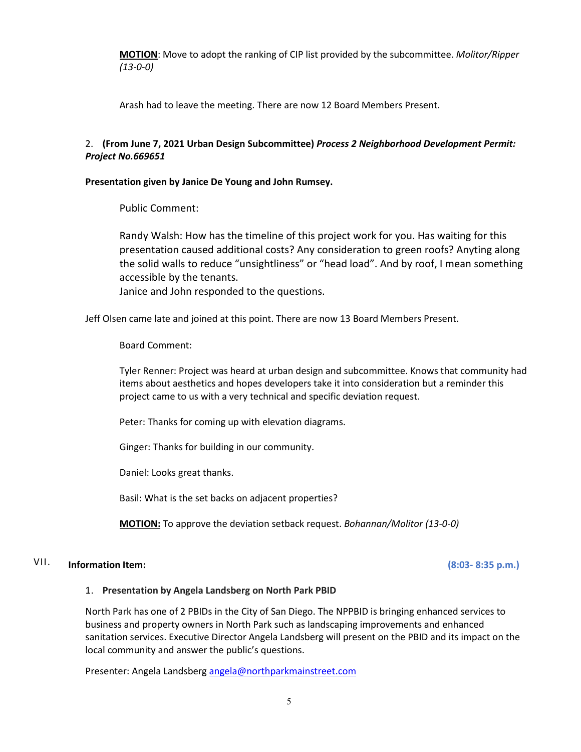**MOTION**: Move to adopt the ranking of CIP list provided by the subcommittee. *Molitor/Ripper (13-0-0)*

Arash had to leave the meeting. There are now 12 Board Members Present.

2. **(From June 7, 2021 Urban Design Subcommittee)** ***Process 2 Neighborhood Development Permit: Project No.669651***

**Presentation given by Janice De Young and John Rumsey.**

Public Comment:

Randy Walsh: How has the timeline of this project work for you. Has waiting for this presentation caused additional costs? Any consideration to green roofs? Anyting along the solid walls to reduce "unsightliness" or "head load". And by roof, I mean something accessible by the tenants.
Janice and John responded to the questions.

Jeff Olsen came late and joined at this point. There are now 13 Board Members Present.

Board Comment:

Tyler Renner: Project was heard at urban design and subcommittee. Knows that community had items about aesthetics and hopes developers take it into consideration but a reminder this project came to us with a very technical and specific deviation request.

Peter: Thanks for coming up with elevation diagrams.

Ginger: Thanks for building in our community.

Daniel: Looks great thanks.

Basil: What is the set backs on adjacent properties?

**MOTION:** To approve the deviation setback request. *Bohannan/Molitor (13-0-0)*

## VII. Information Item: (8:03- 8:35 p.m.)

1. **Presentation by Angela Landsberg on North Park PBID**

North Park has one of 2 PBIDs in the City of San Diego. The NPPBID is bringing enhanced services to business and property owners in North Park such as landscaping improvements and enhanced sanitation services. Executive Director Angela Landsberg will present on the PBID and its impact on the local community and answer the public's questions.

Presenter: Angela Landsberg angela@northparkmainstreet.com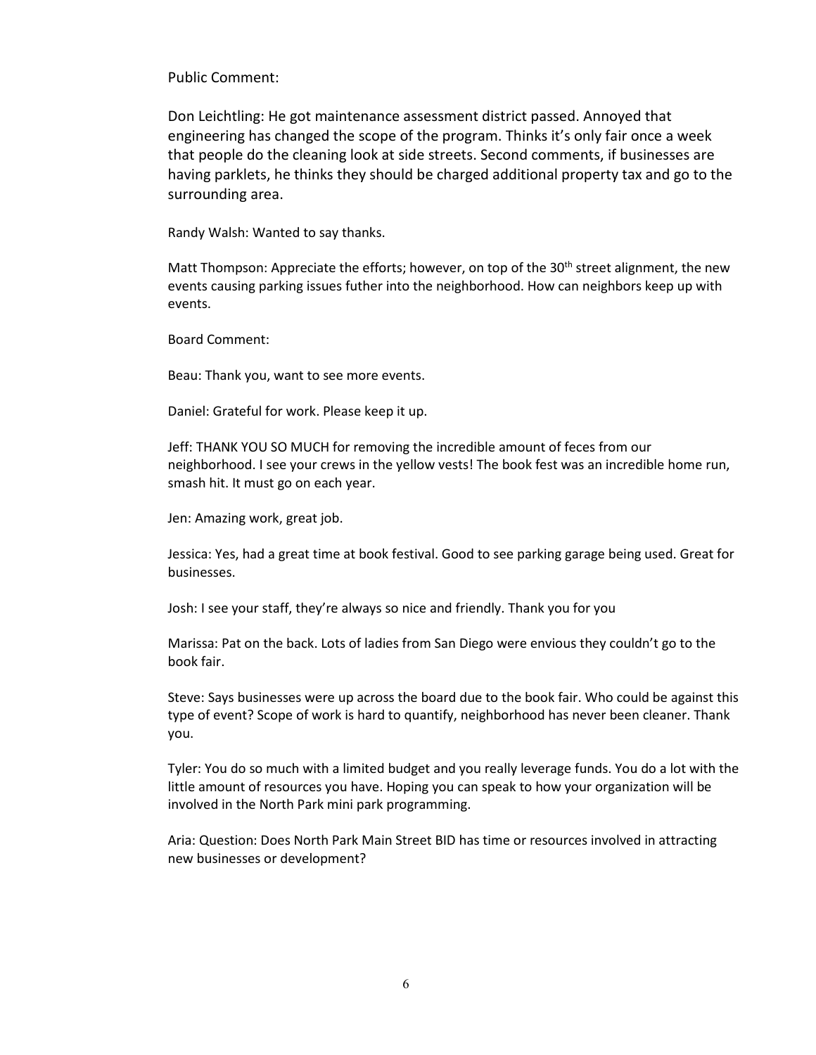Public Comment:

Don Leichtling: He got maintenance assessment district passed. Annoyed that engineering has changed the scope of the program. Thinks it's only fair once a week that people do the cleaning look at side streets. Second comments, if businesses are having parklets, he thinks they should be charged additional property tax and go to the surrounding area.

Randy Walsh: Wanted to say thanks.

Matt Thompson: Appreciate the efforts; however, on top of the 30th street alignment, the new events causing parking issues futher into the neighborhood. How can neighbors keep up with events.

Board Comment:

Beau: Thank you, want to see more events.

Daniel: Grateful for work. Please keep it up.

Jeff: THANK YOU SO MUCH for removing the incredible amount of feces from our neighborhood. I see your crews in the yellow vests! The book fest was an incredible home run, smash hit. It must go on each year.

Jen: Amazing work, great job.

Jessica: Yes, had a great time at book festival. Good to see parking garage being used. Great for businesses.

Josh: I see your staff, they're always so nice and friendly. Thank you for you

Marissa: Pat on the back. Lots of ladies from San Diego were envious they couldn't go to the book fair.

Steve: Says businesses were up across the board due to the book fair. Who could be against this type of event? Scope of work is hard to quantify, neighborhood has never been cleaner. Thank you.

Tyler: You do so much with a limited budget and you really leverage funds. You do a lot with the little amount of resources you have. Hoping you can speak to how your organization will be involved in the North Park mini park programming.

Aria: Question: Does North Park Main Street BID has time or resources involved in attracting new businesses or development?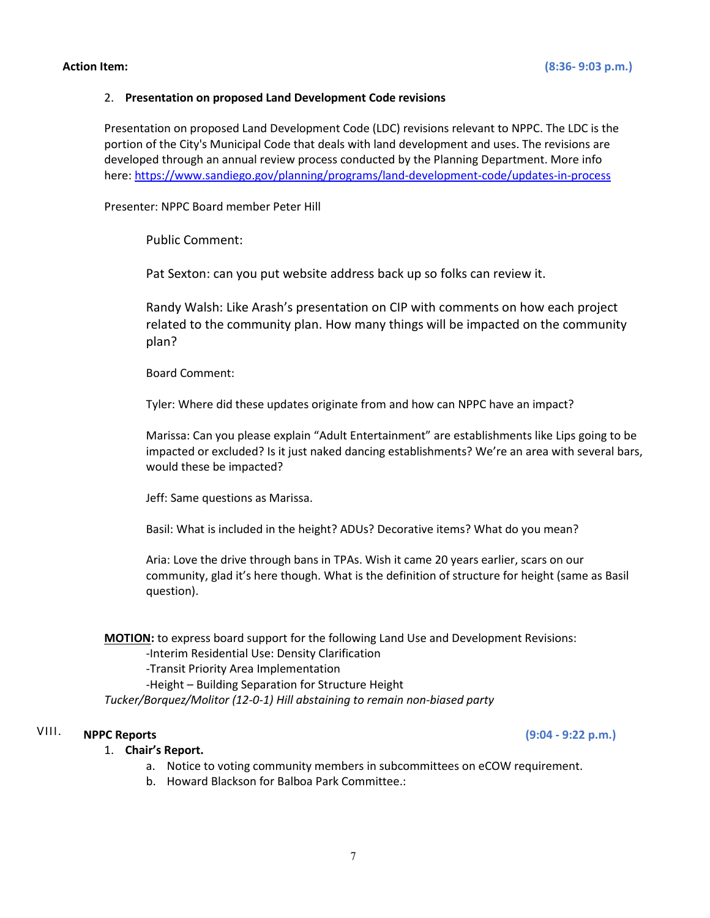**Action Item:** **(8:36- 9:03 p.m.)**

2. **Presentation on proposed Land Development Code revisions**

Presentation on proposed Land Development Code (LDC) revisions relevant to NPPC. The LDC is the portion of the City's Municipal Code that deals with land development and uses. The revisions are developed through an annual review process conducted by the Planning Department. More info here: https://www.sandiego.gov/planning/programs/land-development-code/updates-in-process

Presenter: NPPC Board member Peter Hill

Public Comment:

Pat Sexton: can you put website address back up so folks can review it.

Randy Walsh: Like Arash's presentation on CIP with comments on how each project related to the community plan. How many things will be impacted on the community plan?

Board Comment:

Tyler: Where did these updates originate from and how can NPPC have an impact?

Marissa: Can you please explain "Adult Entertainment" are establishments like Lips going to be impacted or excluded? Is it just naked dancing establishments? We're an area with several bars, would these be impacted?

Jeff: Same questions as Marissa.

Basil: What is included in the height? ADUs? Decorative items? What do you mean?

Aria: Love the drive through bans in TPAs. Wish it came 20 years earlier, scars on our community, glad it's here though. What is the definition of structure for height (same as Basil question).

**MOTION:** to express board support for the following Land Use and Development Revisions:

- Interim Residential Use: Density Clarification
- Transit Priority Area Implementation
- Height – Building Separation for Structure Height

*Tucker/Borquez/Molitor (12-0-1) Hill abstaining to remain non-biased party*

## VIII. NPPC Reports **(9:04 - 9:22 p.m.)**

1. **Chair's Report.**
   a. Notice to voting community members in subcommittees on eCOW requirement.
   b. Howard Blackson for Balboa Park Committee.: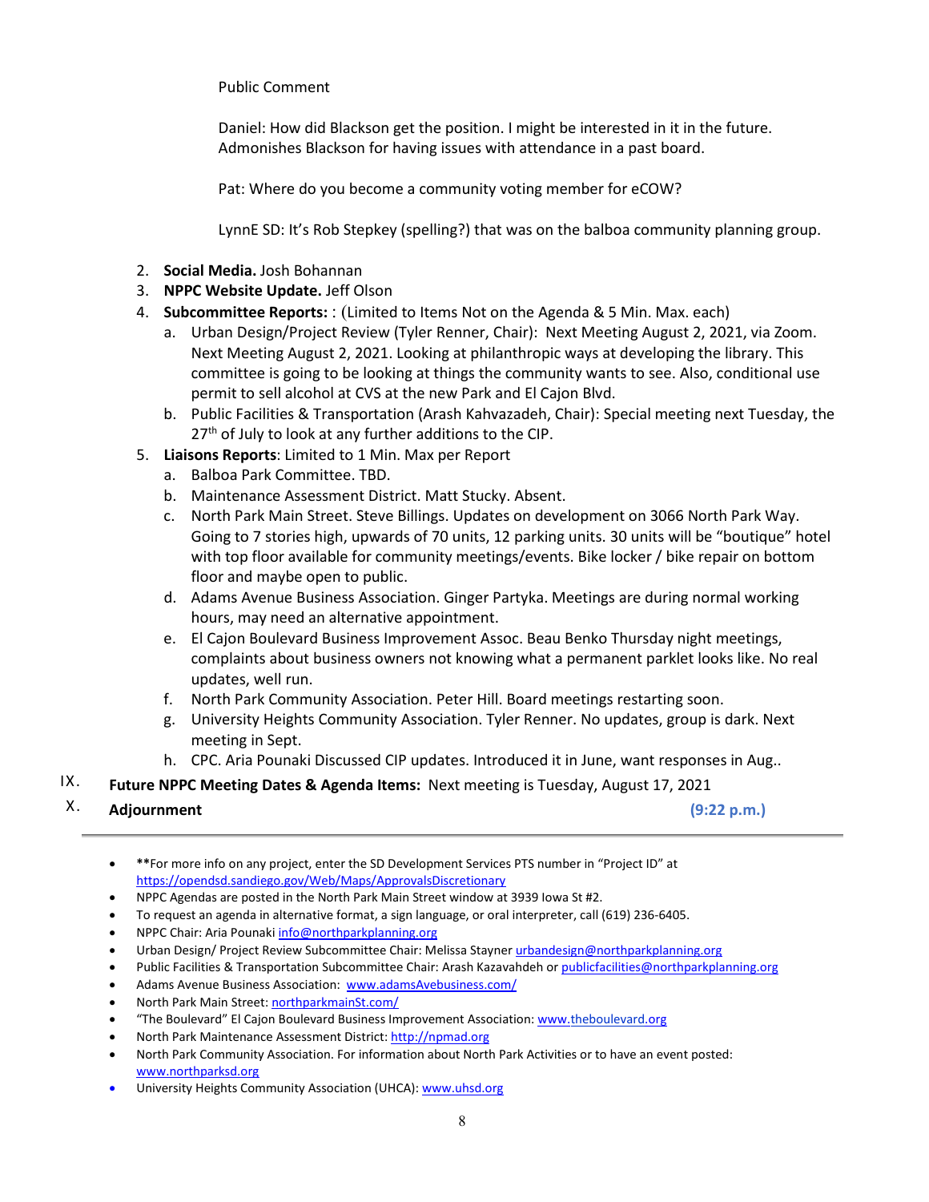Public Comment

Daniel: How did Blackson get the position. I might be interested in it in the future. Admonishes Blackson for having issues with attendance in a past board.

Pat: Where do you become a community voting member for eCOW?

LynnE SD: It's Rob Stepkey (spelling?) that was on the balboa community planning group.

2. **Social Media.** Josh Bohannan
3. **NPPC Website Update.** Jeff Olson
4. **Subcommittee Reports:** : (Limited to Items Not on the Agenda & 5 Min. Max. each)
   a. Urban Design/Project Review (Tyler Renner, Chair): Next Meeting August 2, 2021, via Zoom. Next Meeting August 2, 2021. Looking at philanthropic ways at developing the library. This committee is going to be looking at things the community wants to see. Also, conditional use permit to sell alcohol at CVS at the new Park and El Cajon Blvd.
   b. Public Facilities & Transportation (Arash Kahvazadeh, Chair): Special meeting next Tuesday, the 27th of July to look at any further additions to the CIP.
5. **Liaisons Reports**: Limited to 1 Min. Max per Report
   a. Balboa Park Committee. TBD.
   b. Maintenance Assessment District. Matt Stucky. Absent.
   c. North Park Main Street. Steve Billings. Updates on development on 3066 North Park Way. Going to 7 stories high, upwards of 70 units, 12 parking units. 30 units will be "boutique" hotel with top floor available for community meetings/events. Bike locker / bike repair on bottom floor and maybe open to public.
   d. Adams Avenue Business Association. Ginger Partyka. Meetings are during normal working hours, may need an alternative appointment.
   e. El Cajon Boulevard Business Improvement Assoc. Beau Benko Thursday night meetings, complaints about business owners not knowing what a permanent parklet looks like. No real updates, well run.
   f. North Park Community Association. Peter Hill. Board meetings restarting soon.
   g. University Heights Community Association. Tyler Renner. No updates, group is dark. Next meeting in Sept.
   h. CPC. Aria Pounaki Discussed CIP updates. Introduced it in June, want responses in Aug..

IX. **Future NPPC Meeting Dates & Agenda Items:** Next meeting is Tuesday, August 17, 2021

X. **Adjournment** **(9:22 p.m.)**

---

- **For more info on any project, enter the SD Development Services PTS number in "Project ID" at https://opendsd.sandiego.gov/Web/Maps/ApprovalsDiscretionary
- NPPC Agendas are posted in the North Park Main Street window at 3939 Iowa St #2.
- To request an agenda in alternative format, a sign language, or oral interpreter, call (619) 236-6405.
- NPPC Chair: Aria Pounaki info@northparkplanning.org
- Urban Design/ Project Review Subcommittee Chair: Melissa Stayner urbandesign@northparkplanning.org
- Public Facilities & Transportation Subcommittee Chair: Arash Kazavahdeh or publicfacilities@northparkplanning.org
- Adams Avenue Business Association: www.adamsAvebusiness.com/
- North Park Main Street: northparkmainSt.com/
- "The Boulevard" El Cajon Boulevard Business Improvement Association: www.theboulevard.org
- North Park Maintenance Assessment District: http://npmad.org
- North Park Community Association. For information about North Park Activities or to have an event posted: www.northparksd.org
- University Heights Community Association (UHCA): www.uhsd.org